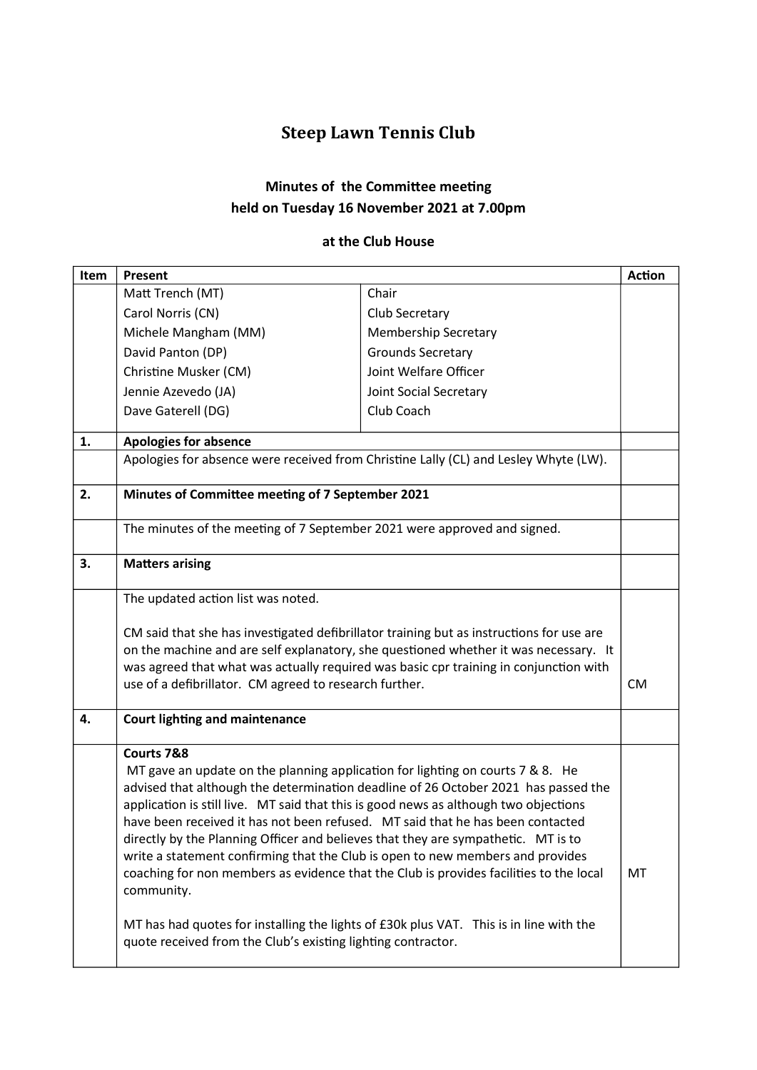# Steep Lawn Tennis Club

### Minutes of the Committee meeting held on Tuesday 16 November 2021 at 7.00pm

### at the Club House

| Item | Present | | Action |
|---|---|---|---|
| | Matt Trench (MT) | Chair | |
| | Carol Norris (CN) | Club Secretary | |
| | Michele Mangham (MM) | Membership Secretary | |
| | David Panton (DP) | Grounds Secretary | |
| | Christine Musker (CM) | Joint Welfare Officer | |
| | Jennie Azevedo (JA) | Joint Social Secretary | |
| | Dave Gaterell (DG) | Club Coach | |
| **1.** | **Apologies for absence** | | |
| | Apologies for absence were received from Christine Lally (CL) and Lesley Whyte (LW). | | |
| **2.** | **Minutes of Committee meeting of 7 September 2021** | | |
| | The minutes of the meeting of 7 September 2021 were approved and signed. | | |
| **3.** | **Matters arising** | | |
| | The updated action list was noted.<br><br>CM said that she has investigated defibrillator training but as instructions for use are on the machine and are self explanatory, she questioned whether it was necessary. It was agreed that what was actually required was basic cpr training in conjunction with use of a defibrillator. CM agreed to research further. | | CM |
| **4.** | **Court lighting and maintenance** | | |
| | **Courts 7&8**<br>MT gave an update on the planning application for lighting on courts 7 & 8. He advised that although the determination deadline of 26 October 2021 has passed the application is still live. MT said that this is good news as although two objections have been received it has not been refused. MT said that he has been contacted directly by the Planning Officer and believes that they are sympathetic. MT is to write a statement confirming that the Club is open to new members and provides coaching for non members as evidence that the Club is provides facilities to the local community.<br><br>MT has had quotes for installing the lights of £30k plus VAT. This is in line with the quote received from the Club's existing lighting contractor. | | MT |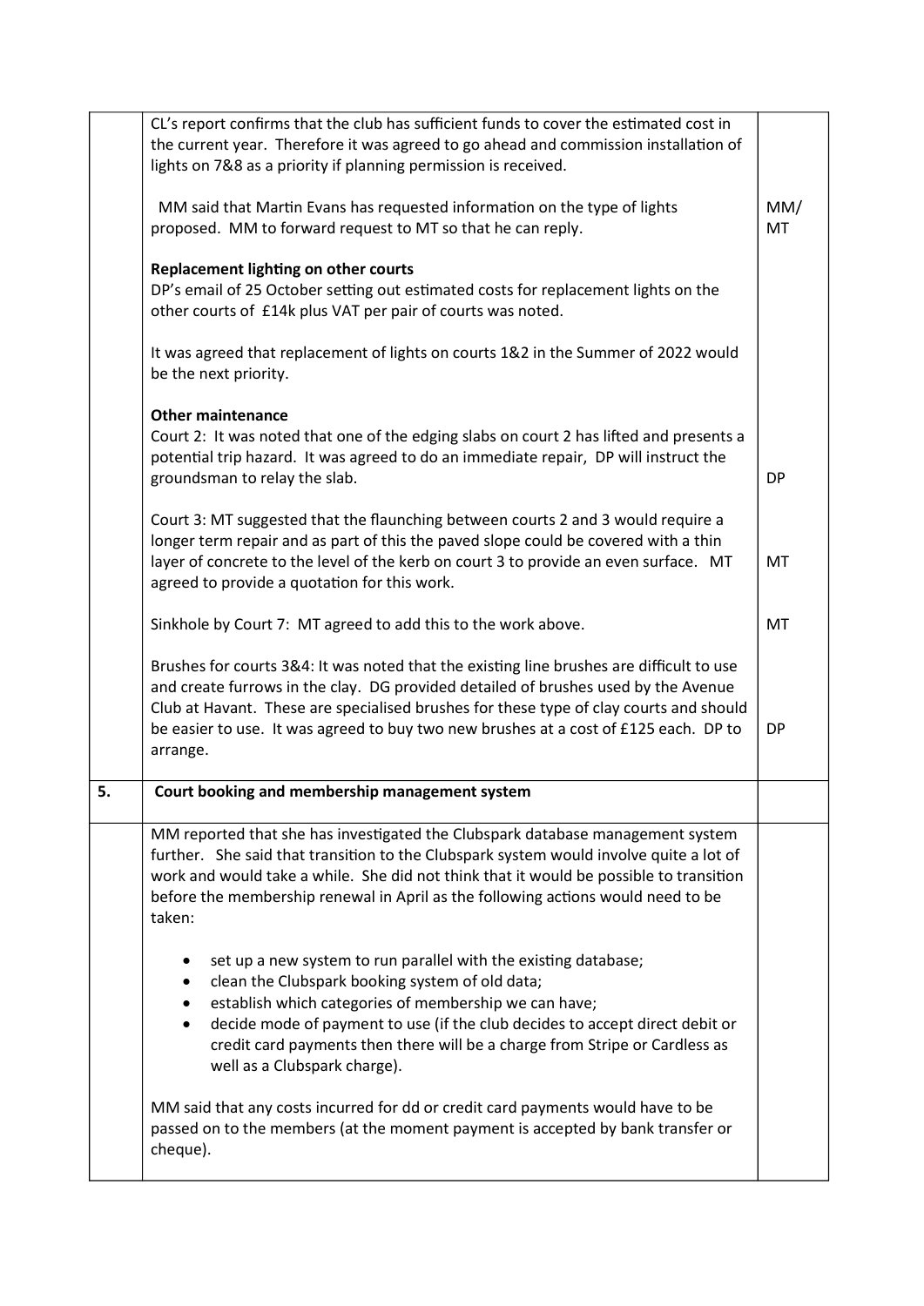| | | |
|---|---|---|
| | CL's report confirms that the club has sufficient funds to cover the estimated cost in the current year. Therefore it was agreed to go ahead and commission installation of lights on 7&8 as a priority if planning permission is received.<br><br>MM said that Martin Evans has requested information on the type of lights proposed. MM to forward request to MT so that he can reply.<br><br>**Replacement lighting on other courts**<br>DP's email of 25 October setting out estimated costs for replacement lights on the other courts of £14k plus VAT per pair of courts was noted.<br><br>It was agreed that replacement of lights on courts 1&2 in the Summer of 2022 would be the next priority.<br><br>**Other maintenance**<br>Court 2: It was noted that one of the edging slabs on court 2 has lifted and presents a potential trip hazard. It was agreed to do an immediate repair, DP will instruct the groundsman to relay the slab.<br><br>Court 3: MT suggested that the flaunching between courts 2 and 3 would require a longer term repair and as part of this the paved slope could be covered with a thin layer of concrete to the level of the kerb on court 3 to provide an even surface. MT agreed to provide a quotation for this work.<br><br>Sinkhole by Court 7: MT agreed to add this to the work above.<br><br>Brushes for courts 3&4: It was noted that the existing line brushes are difficult to use and create furrows in the clay. DG provided detailed of brushes used by the Avenue Club at Havant. These are specialised brushes for these type of clay courts and should be easier to use. It was agreed to buy two new brushes at a cost of £125 each. DP to arrange. | MM/ MT<br><br>DP<br><br>MT<br><br>MT<br><br>DP |
| **5.** | **Court booking and membership management system** | |
| | MM reported that she has investigated the Clubspark database management system further. She said that transition to the Clubspark system would involve quite a lot of work and would take a while. She did not think that it would be possible to transition before the membership renewal in April as the following actions would need to be taken:<br><br>• set up a new system to run parallel with the existing database;<br>• clean the Clubspark booking system of old data;<br>• establish which categories of membership we can have;<br>• decide mode of payment to use (if the club decides to accept direct debit or credit card payments then there will be a charge from Stripe or Cardless as well as a Clubspark charge).<br><br>MM said that any costs incurred for dd or credit card payments would have to be passed on to the members (at the moment payment is accepted by bank transfer or cheque). | |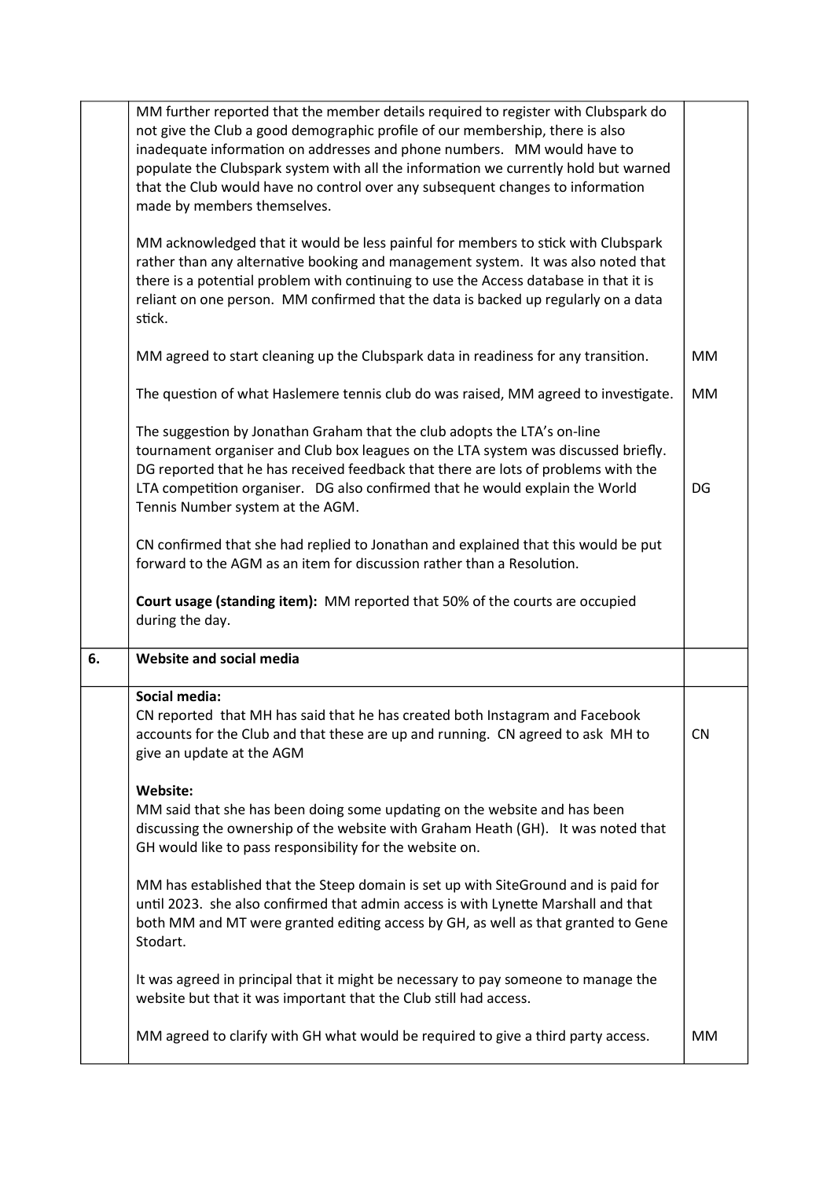| | | |
|---|---|---|
| | MM further reported that the member details required to register with Clubspark do not give the Club a good demographic profile of our membership, there is also inadequate information on addresses and phone numbers. MM would have to populate the Clubspark system with all the information we currently hold but warned that the Club would have no control over any subsequent changes to information made by members themselves.<br><br>MM acknowledged that it would be less painful for members to stick with Clubspark rather than any alternative booking and management system. It was also noted that there is a potential problem with continuing to use the Access database in that it is reliant on one person. MM confirmed that the data is backed up regularly on a data stick.<br><br>MM agreed to start cleaning up the Clubspark data in readiness for any transition.<br><br>The question of what Haslemere tennis club do was raised, MM agreed to investigate.<br><br>The suggestion by Jonathan Graham that the club adopts the LTA's on-line tournament organiser and Club box leagues on the LTA system was discussed briefly. DG reported that he has received feedback that there are lots of problems with the LTA competition organiser. DG also confirmed that he would explain the World Tennis Number system at the AGM.<br><br>CN confirmed that she had replied to Jonathan and explained that this would be put forward to the AGM as an item for discussion rather than a Resolution.<br><br>**Court usage (standing item):** MM reported that 50% of the courts are occupied during the day. | <br><br><br><br><br><br><br><br><br><br>MM<br><br>MM<br><br><br><br>DG |
| **6.** | **Website and social media** | |
| | **Social media:**<br>CN reported that MH has said that he has created both Instagram and Facebook accounts for the Club and that these are up and running. CN agreed to ask MH to give an update at the AGM<br><br>**Website:**<br>MM said that she has been doing some updating on the website and has been discussing the ownership of the website with Graham Heath (GH). It was noted that GH would like to pass responsibility for the website on.<br><br>MM has established that the Steep domain is set up with SiteGround and is paid for until 2023. she also confirmed that admin access is with Lynette Marshall and that both MM and MT were granted editing access by GH, as well as that granted to Gene Stodart.<br><br>It was agreed in principal that it might be necessary to pay someone to manage the website but that it was important that the Club still had access.<br><br>MM agreed to clarify with GH what would be required to give a third party access. | <br>CN<br><br><br><br><br><br><br><br><br><br><br><br><br><br>MM |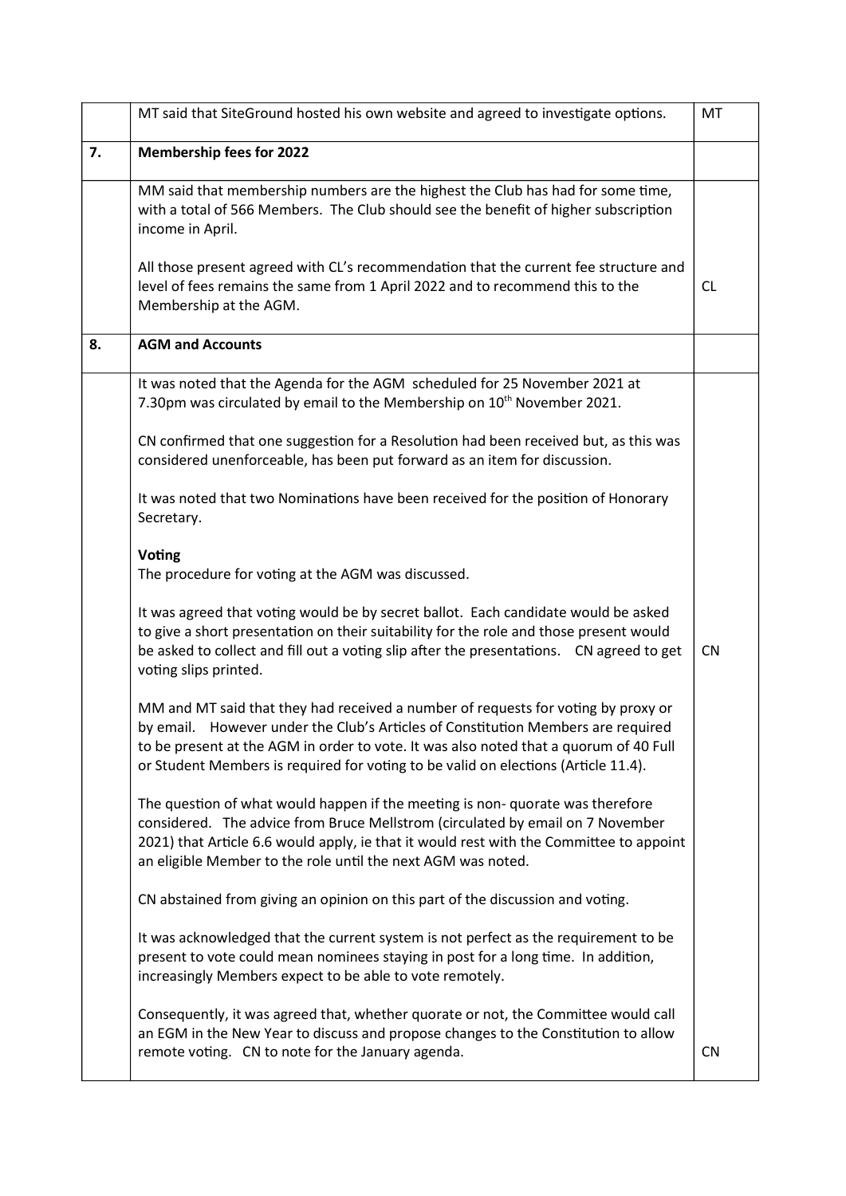|  |  |  |
| --- | --- | --- |
|  | MT said that SiteGround hosted his own website and agreed to investigate options. | MT |
| **7.** | **Membership fees for 2022** |  |
|  | MM said that membership numbers are the highest the Club has had for some time, with a total of 566 Members. The Club should see the benefit of higher subscription income in April.<br><br>All those present agreed with CL's recommendation that the current fee structure and level of fees remains the same from 1 April 2022 and to recommend this to the Membership at the AGM. | CL |
| **8.** | **AGM and Accounts** |  |
|  | It was noted that the Agenda for the AGM scheduled for 25 November 2021 at 7.30pm was circulated by email to the Membership on 10th November 2021.<br><br>CN confirmed that one suggestion for a Resolution had been received but, as this was considered unenforceable, has been put forward as an item for discussion.<br><br>It was noted that two Nominations have been received for the position of Honorary Secretary.<br><br>**Voting**<br>The procedure for voting at the AGM was discussed.<br><br>It was agreed that voting would be by secret ballot. Each candidate would be asked to give a short presentation on their suitability for the role and those present would be asked to collect and fill out a voting slip after the presentations. CN agreed to get voting slips printed.<br><br>MM and MT said that they had received a number of requests for voting by proxy or by email. However under the Club's Articles of Constitution Members are required to be present at the AGM in order to vote. It was also noted that a quorum of 40 Full or Student Members is required for voting to be valid on elections (Article 11.4).<br><br>The question of what would happen if the meeting is non- quorate was therefore considered. The advice from Bruce Mellstrom (circulated by email on 7 November 2021) that Article 6.6 would apply, ie that it would rest with the Committee to appoint an eligible Member to the role until the next AGM was noted.<br><br>CN abstained from giving an opinion on this part of the discussion and voting.<br><br>It was acknowledged that the current system is not perfect as the requirement to be present to vote could mean nominees staying in post for a long time. In addition, increasingly Members expect to be able to vote remotely.<br><br>Consequently, it was agreed that, whether quorate or not, the Committee would call an EGM in the New Year to discuss and propose changes to the Constitution to allow remote voting. CN to note for the January agenda. | CN<br><br>CN |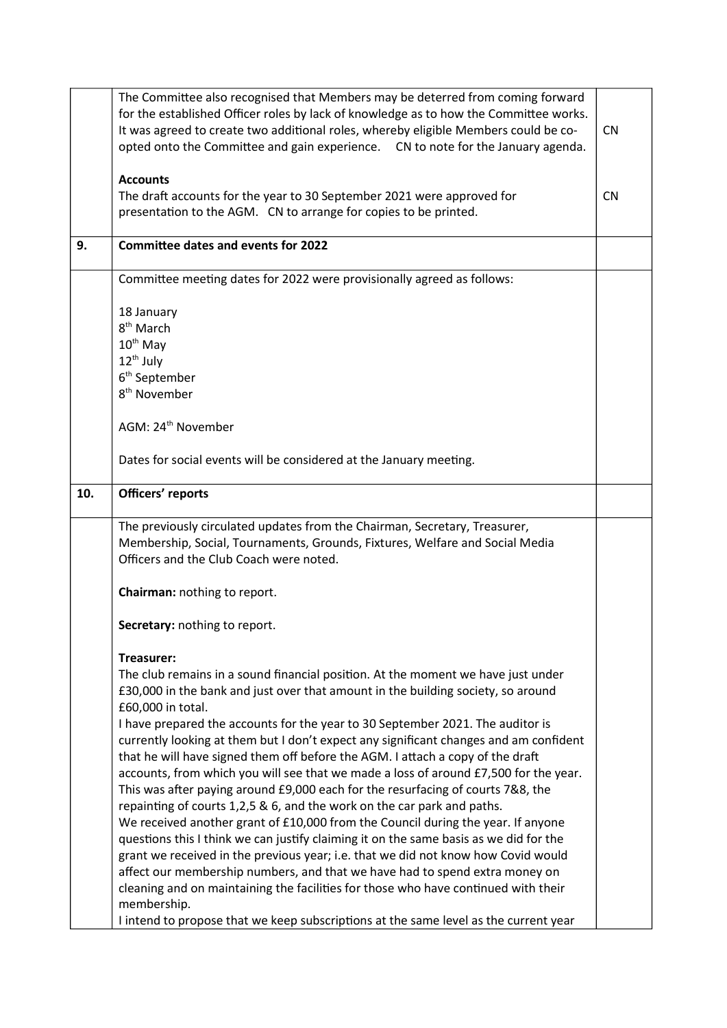| | | |
|---|---|---|
| | The Committee also recognised that Members may be deterred from coming forward for the established Officer roles by lack of knowledge as to how the Committee works. It was agreed to create two additional roles, whereby eligible Members could be co-opted onto the Committee and gain experience. CN to note for the January agenda.<br><br>**Accounts**<br>The draft accounts for the year to 30 September 2021 were approved for presentation to the AGM. CN to arrange for copies to be printed. | CN<br><br><br><br>CN |
| **9.** | **Committee dates and events for 2022** | |
| | Committee meeting dates for 2022 were provisionally agreed as follows:<br><br>18 January<br>8th March<br>10th May<br>12th July<br>6th September<br>8th November<br><br>AGM: 24th November<br><br>Dates for social events will be considered at the January meeting. | |
| **10.** | **Officers' reports** | |
| | The previously circulated updates from the Chairman, Secretary, Treasurer, Membership, Social, Tournaments, Grounds, Fixtures, Welfare and Social Media Officers and the Club Coach were noted.<br><br>**Chairman:** nothing to report.<br><br>**Secretary:** nothing to report.<br><br>**Treasurer:**<br>The club remains in a sound financial position. At the moment we have just under £30,000 in the bank and just over that amount in the building society, so around £60,000 in total.<br>I have prepared the accounts for the year to 30 September 2021. The auditor is currently looking at them but I don't expect any significant changes and am confident that he will have signed them off before the AGM. I attach a copy of the draft accounts, from which you will see that we made a loss of around £7,500 for the year. This was after paying around £9,000 each for the resurfacing of courts 7&8, the repainting of courts 1,2,5 & 6, and the work on the car park and paths.<br>We received another grant of £10,000 from the Council during the year. If anyone questions this I think we can justify claiming it on the same basis as we did for the grant we received in the previous year; i.e. that we did not know how Covid would affect our membership numbers, and that we have had to spend extra money on cleaning and on maintaining the facilities for those who have continued with their membership.<br>I intend to propose that we keep subscriptions at the same level as the current year | |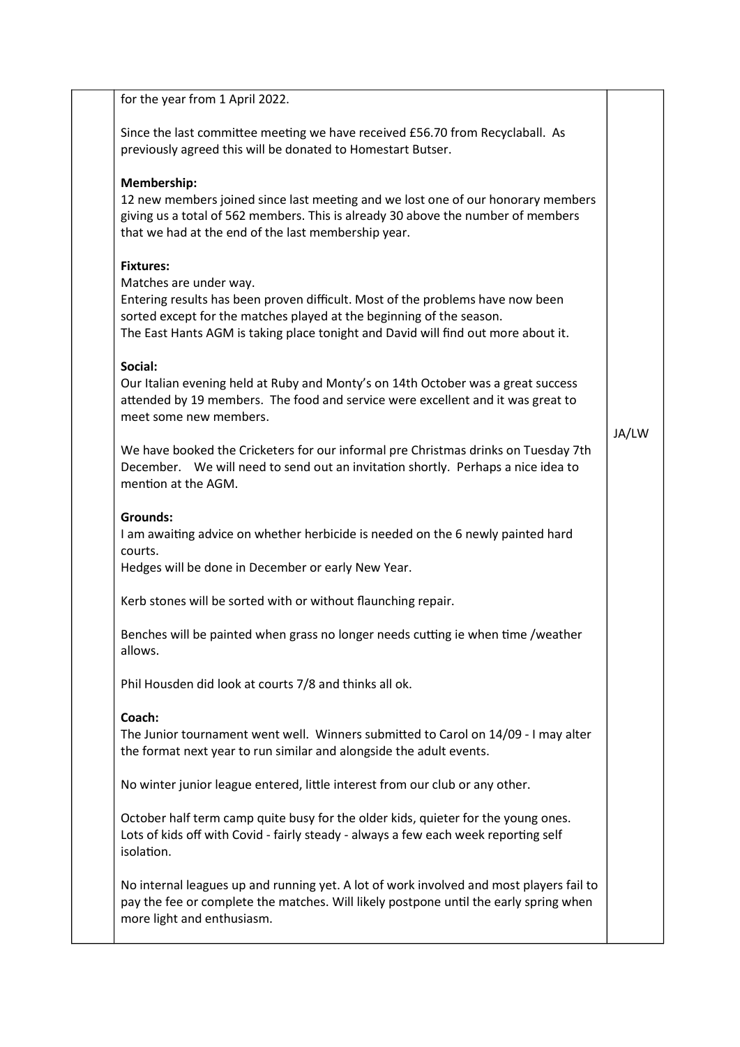| | | |
|---|---|---|
| | for the year from 1 April 2022.<br><br>Since the last committee meeting we have received £56.70 from Recyclaball. As previously agreed this will be donated to Homestart Butser.<br><br>**Membership:**<br>12 new members joined since last meeting and we lost one of our honorary members giving us a total of 562 members. This is already 30 above the number of members that we had at the end of the last membership year.<br><br>**Fixtures:**<br>Matches are under way.<br>Entering results has been proven difficult. Most of the problems have now been sorted except for the matches played at the beginning of the season.<br>The East Hants AGM is taking place tonight and David will find out more about it.<br><br>**Social:**<br>Our Italian evening held at Ruby and Monty's on 14th October was a great success attended by 19 members. The food and service were excellent and it was great to meet some new members.<br><br>We have booked the Cricketers for our informal pre Christmas drinks on Tuesday 7th December. We will need to send out an invitation shortly. Perhaps a nice idea to mention at the AGM.<br><br>**Grounds:**<br>I am awaiting advice on whether herbicide is needed on the 6 newly painted hard courts.<br>Hedges will be done in December or early New Year.<br><br>Kerb stones will be sorted with or without flaunching repair.<br><br>Benches will be painted when grass no longer needs cutting ie when time /weather allows.<br><br>Phil Housden did look at courts 7/8 and thinks all ok.<br><br>**Coach:**<br>The Junior tournament went well. Winners submitted to Carol on 14/09 - I may alter the format next year to run similar and alongside the adult events.<br><br>No winter junior league entered, little interest from our club or any other.<br><br>October half term camp quite busy for the older kids, quieter for the young ones. Lots of kids off with Covid - fairly steady - always a few each week reporting self isolation.<br><br>No internal leagues up and running yet. A lot of work involved and most players fail to pay the fee or complete the matches. Will likely postpone until the early spring when more light and enthusiasm. | JA/LW |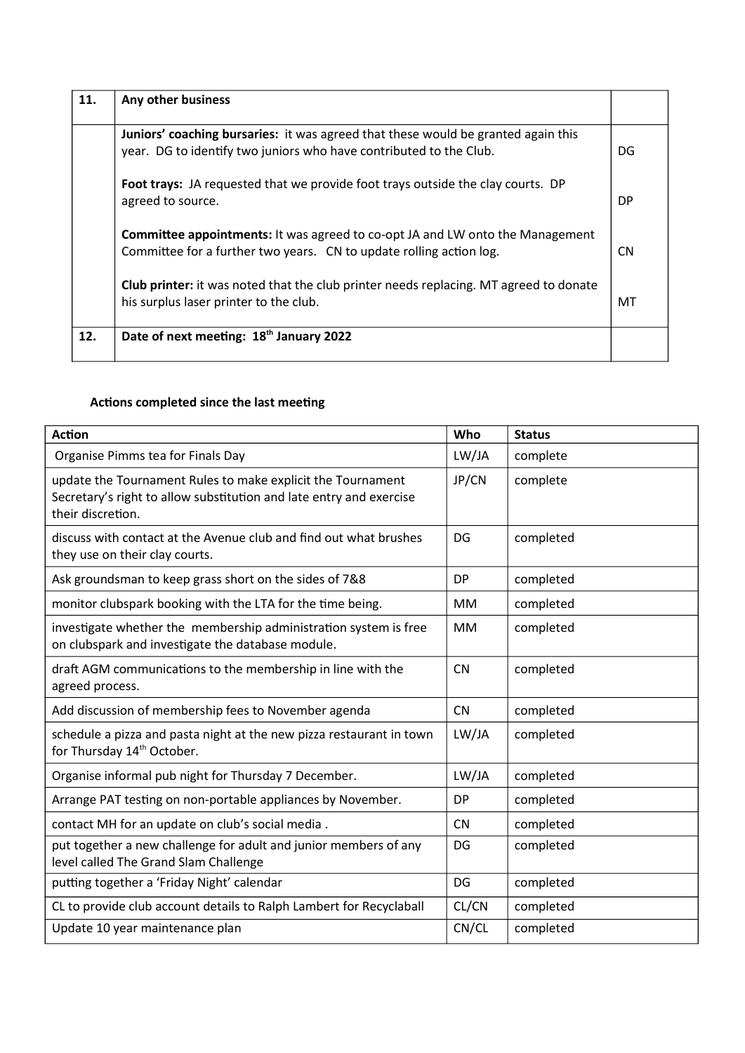| | | |
|---|---|---|
| **11.** | **Any other business** | |
| | **Juniors' coaching bursaries:** it was agreed that these would be granted again this year. DG to identify two juniors who have contributed to the Club. | DG |
| | **Foot trays:** JA requested that we provide foot trays outside the clay courts. DP agreed to source. | DP |
| | **Committee appointments:** It was agreed to co-opt JA and LW onto the Management Committee for a further two years. CN to update rolling action log. | CN |
| | **Club printer:** it was noted that the club printer needs replacing. MT agreed to donate his surplus laser printer to the club. | MT |
| **12.** | **Date of next meeting: 18th January 2022** | |

**Actions completed since the last meeting**

| Action | Who | Status |
|---|---|---|
| Organise Pimms tea for Finals Day | LW/JA | complete |
| update the Tournament Rules to make explicit the Tournament Secretary's right to allow substitution and late entry and exercise their discretion. | JP/CN | complete |
| discuss with contact at the Avenue club and find out what brushes they use on their clay courts. | DG | completed |
| Ask groundsman to keep grass short on the sides of 7&8 | DP | completed |
| monitor clubspark booking with the LTA for the time being. | MM | completed |
| investigate whether the membership administration system is free on clubspark and investigate the database module. | MM | completed |
| draft AGM communications to the membership in line with the agreed process. | CN | completed |
| Add discussion of membership fees to November agenda | CN | completed |
| schedule a pizza and pasta night at the new pizza restaurant in town for Thursday 14th October. | LW/JA | completed |
| Organise informal pub night for Thursday 7 December. | LW/JA | completed |
| Arrange PAT testing on non-portable appliances by November. | DP | completed |
| contact MH for an update on club's social media . | CN | completed |
| put together a new challenge for adult and junior members of any level called The Grand Slam Challenge | DG | completed |
| putting together a 'Friday Night' calendar | DG | completed |
| CL to provide club account details to Ralph Lambert for Recyclaball | CL/CN | completed |
| Update 10 year maintenance plan | CN/CL | completed |